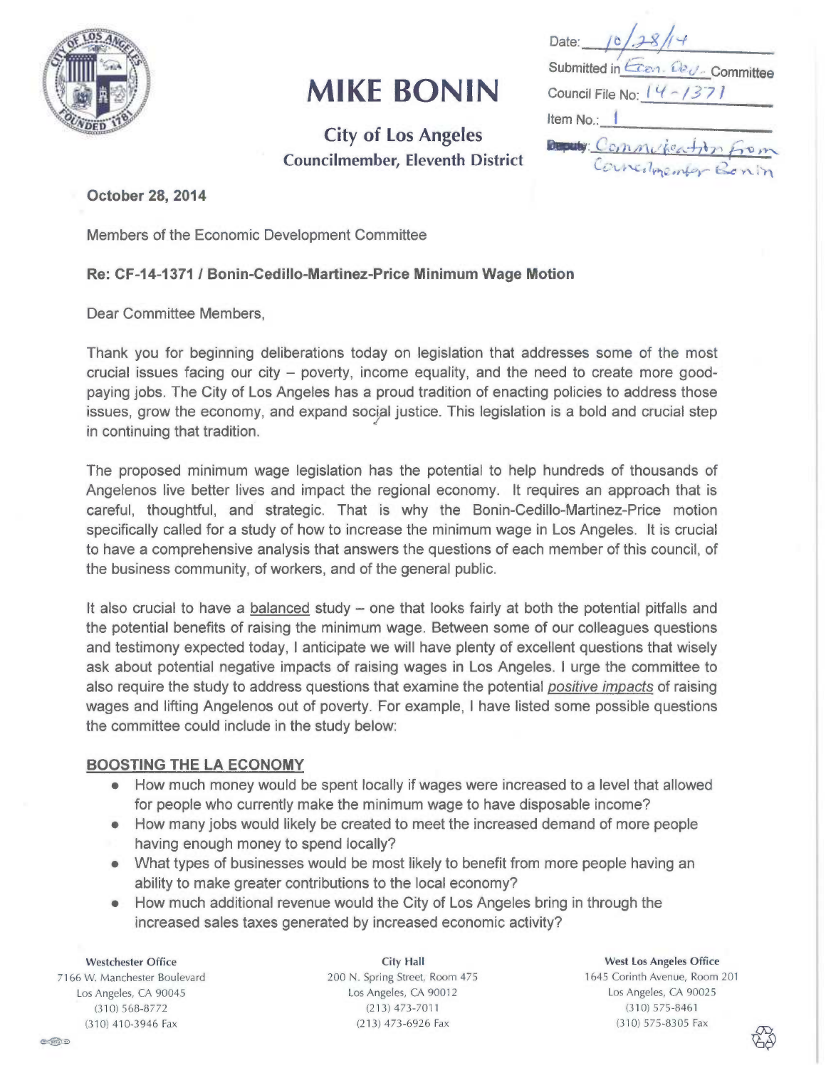# MIKE BONIN

**City of Los Angeles**
**Councilmember, Eleventh District**

Date: 10/28/14
Submitted in Econ. Dev. Committee
Council File No: 14-1371
Item No.: 1
Deputy: Communication from Councilmember Bonin

**October 28, 2014**

Members of the Economic Development Committee

**Re: CF-14-1371 / Bonin-Cedillo-Martinez-Price Minimum Wage Motion**

Dear Committee Members,

Thank you for beginning deliberations today on legislation that addresses some of the most crucial issues facing our city – poverty, income equality, and the need to create more good-paying jobs. The City of Los Angeles has a proud tradition of enacting policies to address those issues, grow the economy, and expand social justice. This legislation is a bold and crucial step in continuing that tradition.

The proposed minimum wage legislation has the potential to help hundreds of thousands of Angelenos live better lives and impact the regional economy. It requires an approach that is careful, thoughtful, and strategic. That is why the Bonin-Cedillo-Martinez-Price motion specifically called for a study of how to increase the minimum wage in Los Angeles. It is crucial to have a comprehensive analysis that answers the questions of each member of this council, of the business community, of workers, and of the general public.

It also crucial to have a <u>balanced</u> study – one that looks fairly at both the potential pitfalls and the potential benefits of raising the minimum wage. Between some of our colleagues questions and testimony expected today, I anticipate we will have plenty of excellent questions that wisely ask about potential negative impacts of raising wages in Los Angeles. I urge the committee to also require the study to address questions that examine the potential *<u>positive impacts</u>* of raising wages and lifting Angelenos out of poverty. For example, I have listed some possible questions the committee could include in the study below:

**<u>BOOSTING THE LA ECONOMY</u>**

- How much money would be spent locally if wages were increased to a level that allowed for people who currently make the minimum wage to have disposable income?
- How many jobs would likely be created to meet the increased demand of more people having enough money to spend locally?
- What types of businesses would be most likely to benefit from more people having an ability to make greater contributions to the local economy?
- How much additional revenue would the City of Los Angeles bring in through the increased sales taxes generated by increased economic activity?

Westchester Office
7166 W. Manchester Boulevard
Los Angeles, CA 90045
(310) 568-8772
(310) 410-3946 Fax

City Hall
200 N. Spring Street, Room 475
Los Angeles, CA 90012
(213) 473-7011
(213) 473-6926 Fax

West Los Angeles Office
1645 Corinth Avenue, Room 201
Los Angeles, CA 90025
(310) 575-8461
(310) 575-8305 Fax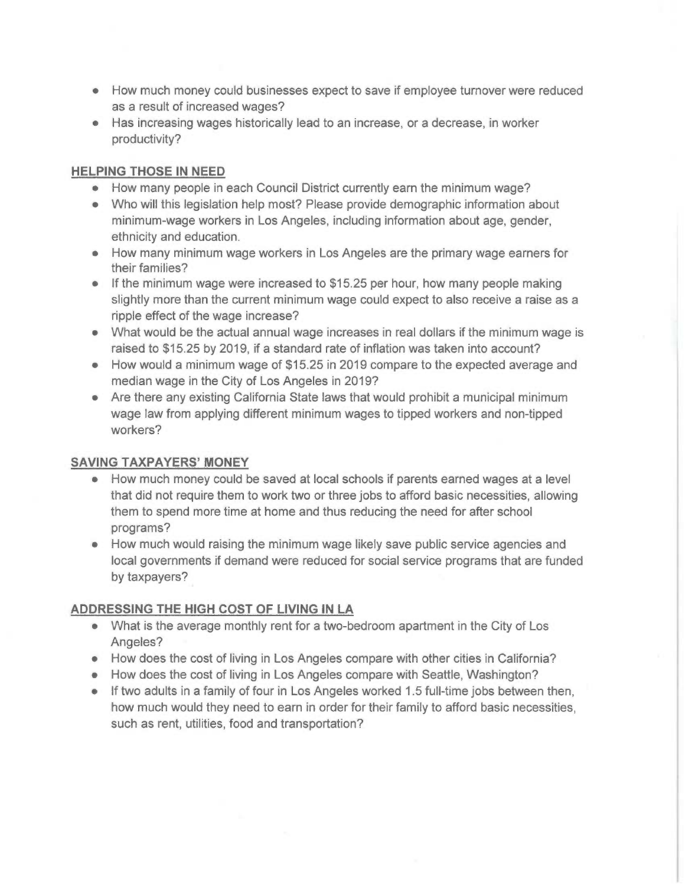- How much money could businesses expect to save if employee turnover were reduced as a result of increased wages?
- Has increasing wages historically lead to an increase, or a decrease, in worker productivity?

## HELPING THOSE IN NEED

- How many people in each Council District currently earn the minimum wage?
- Who will this legislation help most? Please provide demographic information about minimum-wage workers in Los Angeles, including information about age, gender, ethnicity and education.
- How many minimum wage workers in Los Angeles are the primary wage earners for their families?
- If the minimum wage were increased to $15.25 per hour, how many people making slightly more than the current minimum wage could expect to also receive a raise as a ripple effect of the wage increase?
- What would be the actual annual wage increases in real dollars if the minimum wage is raised to $15.25 by 2019, if a standard rate of inflation was taken into account?
- How would a minimum wage of $15.25 in 2019 compare to the expected average and median wage in the City of Los Angeles in 2019?
- Are there any existing California State laws that would prohibit a municipal minimum wage law from applying different minimum wages to tipped workers and non-tipped workers?

## SAVING TAXPAYERS' MONEY

- How much money could be saved at local schools if parents earned wages at a level that did not require them to work two or three jobs to afford basic necessities, allowing them to spend more time at home and thus reducing the need for after school programs?
- How much would raising the minimum wage likely save public service agencies and local governments if demand were reduced for social service programs that are funded by taxpayers?

## ADDRESSING THE HIGH COST OF LIVING IN LA

- What is the average monthly rent for a two-bedroom apartment in the City of Los Angeles?
- How does the cost of living in Los Angeles compare with other cities in California?
- How does the cost of living in Los Angeles compare with Seattle, Washington?
- If two adults in a family of four in Los Angeles worked 1.5 full-time jobs between then, how much would they need to earn in order for their family to afford basic necessities, such as rent, utilities, food and transportation?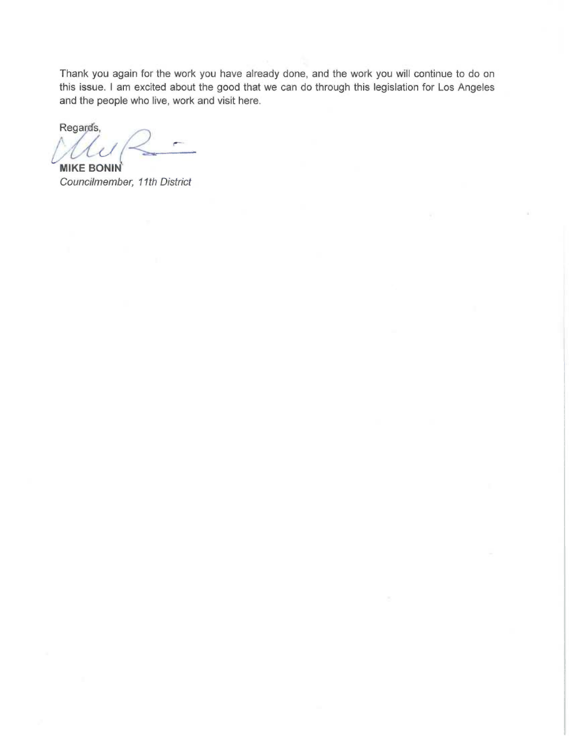Thank you again for the work you have already done, and the work you will continue to do on this issue. I am excited about the good that we can do through this legislation for Los Angeles and the people who live, work and visit here.

Regards,

**MIKE BONIN**
*Councilmember, 11th District*